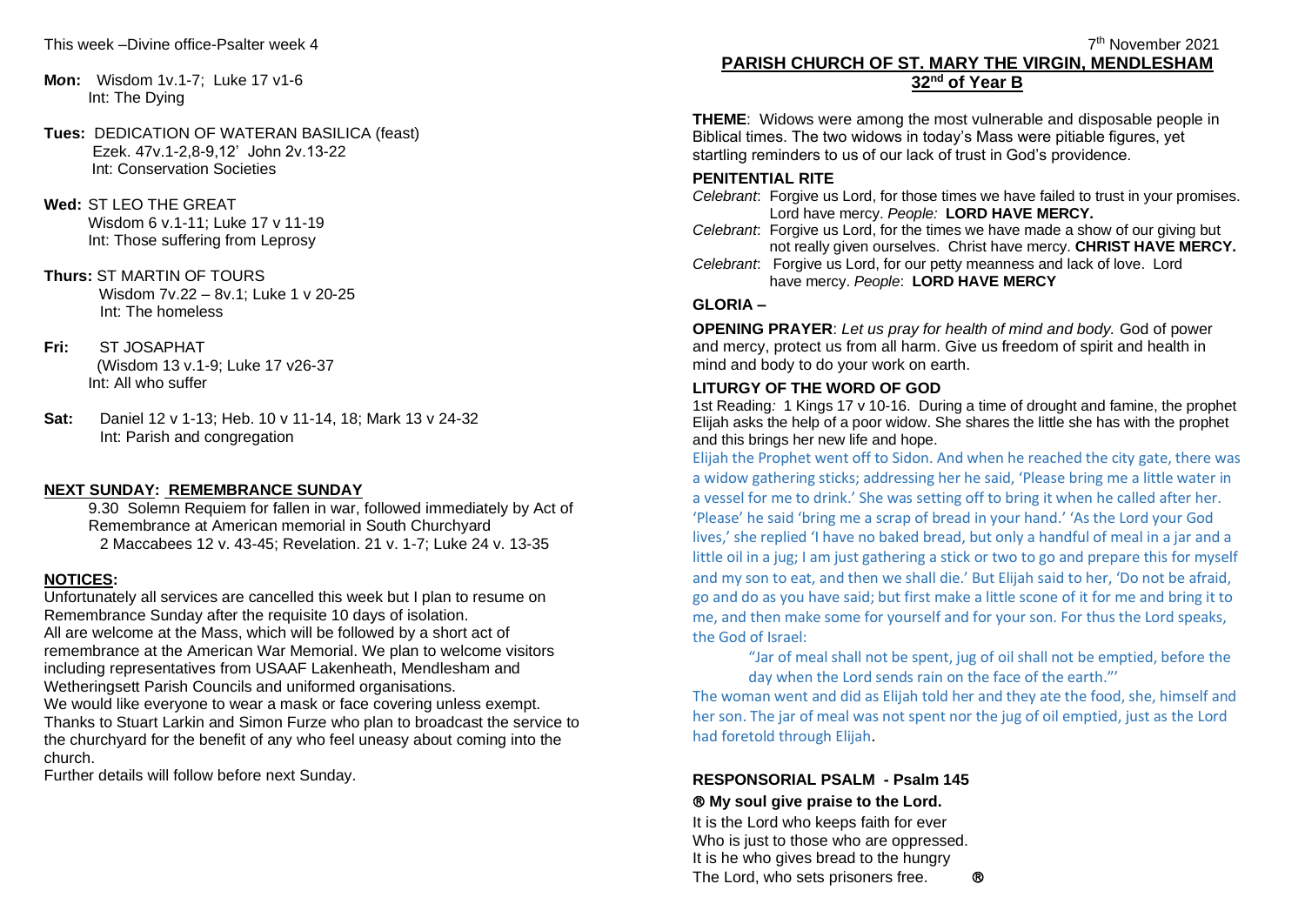This week –Divine office-Psalter week 4

**Mon:** Wisdom 1v.1-7; Luke 17 v1-6
Int: The Dying

**Tues:** DEDICATION OF WATERAN BASILICA (feast)
Ezek. 47v.1-2,8-9,12' John 2v.13-22
Int: Conservation Societies

**Wed:** ST LEO THE GREAT
Wisdom 6 v.1-11; Luke 17 v 11-19
Int: Those suffering from Leprosy

**Thurs:** ST MARTIN OF TOURS
Wisdom 7v.22 – 8v.1; Luke 1 v 20-25
Int: The homeless

**Fri:** ST JOSAPHAT
(Wisdom 13 v.1-9; Luke 17 v26-37
Int: All who suffer

**Sat:** Daniel 12 v 1-13; Heb. 10 v 11-14, 18; Mark 13 v 24-32
Int: Parish and congregation

## NEXT SUNDAY: REMEMBRANCE SUNDAY

9.30 Solemn Requiem for fallen in war, followed immediately by Act of Remembrance at American memorial in South Churchyard
2 Maccabees 12 v. 43-45; Revelation. 21 v. 1-7; Luke 24 v. 13-35

## NOTICES:

Unfortunately all services are cancelled this week but I plan to resume on Remembrance Sunday after the requisite 10 days of isolation.
All are welcome at the Mass, which will be followed by a short act of remembrance at the American War Memorial. We plan to welcome visitors including representatives from USAAF Lakenheath, Mendlesham and Wetheringsett Parish Councils and uniformed organisations.
We would like everyone to wear a mask or face covering unless exempt.
Thanks to Stuart Larkin and Simon Furze who plan to broadcast the service to the churchyard for the benefit of any who feel uneasy about coming into the church.
Further details will follow before next Sunday.

7th November 2021

# PARISH CHURCH OF ST. MARY THE VIRGIN, MENDLESHAM
## 32nd of Year B

**THEME**: Widows were among the most vulnerable and disposable people in Biblical times. The two widows in today's Mass were pitiable figures, yet startling reminders to us of our lack of trust in God's providence.

### PENITENTIAL RITE

*Celebrant*: Forgive us Lord, for those times we have failed to trust in your promises. Lord have mercy. *People:* **LORD HAVE MERCY.**
*Celebrant*: Forgive us Lord, for the times we have made a show of our giving but not really given ourselves. Christ have mercy. **CHRIST HAVE MERCY.**
*Celebrant*: Forgive us Lord, for our petty meanness and lack of love. Lord have mercy. *People*: **LORD HAVE MERCY**

### GLORIA –

**OPENING PRAYER**: *Let us pray for health of mind and body.* God of power and mercy, protect us from all harm. Give us freedom of spirit and health in mind and body to do your work on earth.

### LITURGY OF THE WORD OF GOD

1st Reading*:* 1 Kings 17 v 10-16. During a time of drought and famine, the prophet Elijah asks the help of a poor widow. She shares the little she has with the prophet and this brings her new life and hope.

Elijah the Prophet went off to Sidon. And when he reached the city gate, there was a widow gathering sticks; addressing her he said, 'Please bring me a little water in a vessel for me to drink.' She was setting off to bring it when he called after her. 'Please' he said 'bring me a scrap of bread in your hand.' 'As the Lord your God lives,' she replied 'I have no baked bread, but only a handful of meal in a jar and a little oil in a jug; I am just gathering a stick or two to go and prepare this for myself and my son to eat, and then we shall die.' But Elijah said to her, 'Do not be afraid, go and do as you have said; but first make a little scone of it for me and bring it to me, and then make some for yourself and for your son. For thus the Lord speaks, the God of Israel:

> "Jar of meal shall not be spent, jug of oil shall not be emptied, before the day when the Lord sends rain on the face of the earth."'

The woman went and did as Elijah told her and they ate the food, she, himself and her son. The jar of meal was not spent nor the jug of oil emptied, just as the Lord had foretold through Elijah.

### RESPONSORIAL PSALM - Psalm 145

**℟ My soul give praise to the Lord.**

It is the Lord who keeps faith for ever
Who is just to those who are oppressed.
It is he who gives bread to the hungry
The Lord, who sets prisoners free. ℟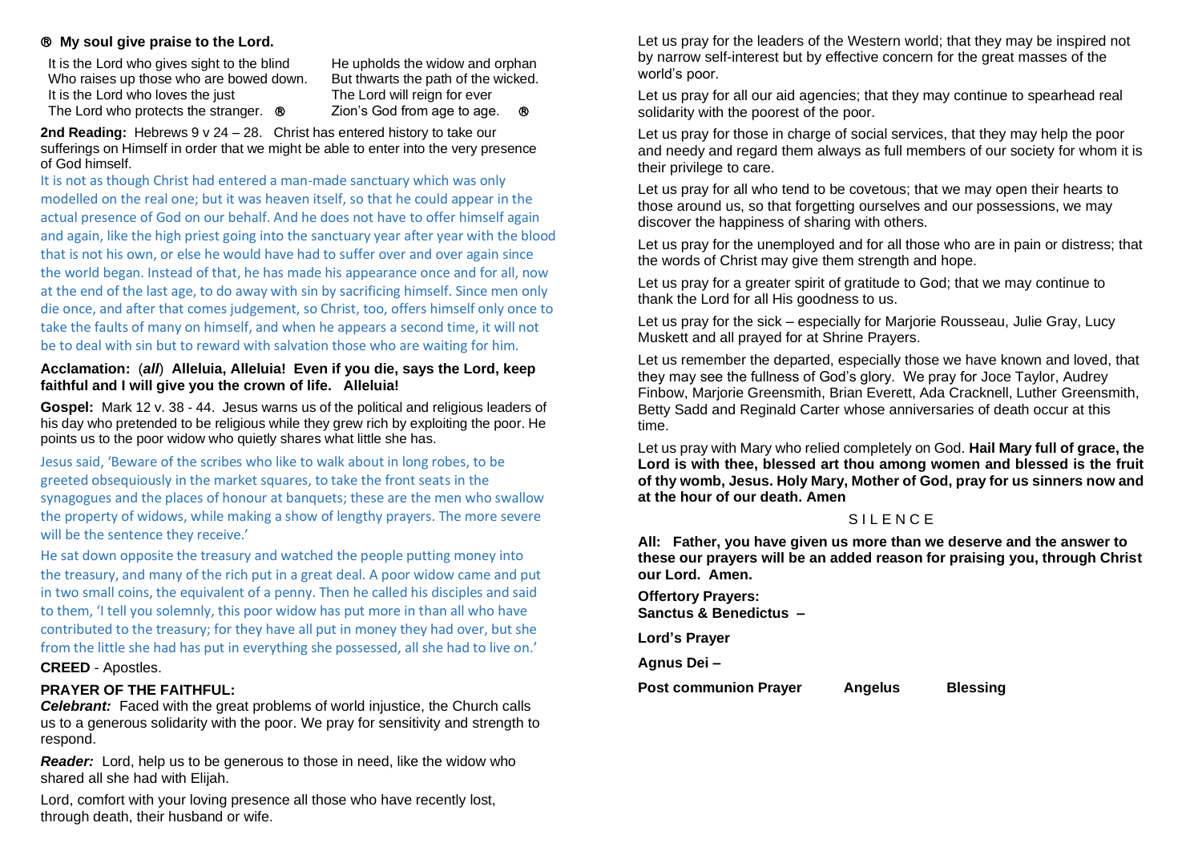**® My soul give praise to the Lord.**

It is the Lord who gives sight to the blind
Who raises up those who are bowed down.
It is the Lord who loves the just
The Lord who protects the stranger. ®

He upholds the widow and orphan
But thwarts the path of the wicked.
The Lord will reign for ever
Zion's God from age to age. ®

**2nd Reading:** Hebrews 9 v 24 – 28. Christ has entered history to take our sufferings on Himself in order that we might be able to enter into the very presence of God himself.

It is not as though Christ had entered a man-made sanctuary which was only modelled on the real one; but it was heaven itself, so that he could appear in the actual presence of God on our behalf. And he does not have to offer himself again and again, like the high priest going into the sanctuary year after year with the blood that is not his own, or else he would have had to suffer over and over again since the world began. Instead of that, he has made his appearance once and for all, now at the end of the last age, to do away with sin by sacrificing himself. Since men only die once, and after that comes judgement, so Christ, too, offers himself only once to take the faults of many on himself, and when he appears a second time, it will not be to deal with sin but to reward with salvation those who are waiting for him.

**Acclamation:** (***all***) **Alleluia, Alleluia! Even if you die, says the Lord, keep faithful and I will give you the crown of life. Alleluia!**

**Gospel:** Mark 12 v. 38 - 44. Jesus warns us of the political and religious leaders of his day who pretended to be religious while they grew rich by exploiting the poor. He points us to the poor widow who quietly shares what little she has.

Jesus said, 'Beware of the scribes who like to walk about in long robes, to be greeted obsequiously in the market squares, to take the front seats in the synagogues and the places of honour at banquets; these are the men who swallow the property of widows, while making a show of lengthy prayers. The more severe will be the sentence they receive.'

He sat down opposite the treasury and watched the people putting money into the treasury, and many of the rich put in a great deal. A poor widow came and put in two small coins, the equivalent of a penny. Then he called his disciples and said to them, 'I tell you solemnly, this poor widow has put more in than all who have contributed to the treasury; for they have all put in money they had over, but she from the little she had has put in everything she possessed, all she had to live on.'

**CREED** - Apostles.

**PRAYER OF THE FAITHFUL:**

***Celebrant:*** Faced with the great problems of world injustice, the Church calls us to a generous solidarity with the poor. We pray for sensitivity and strength to respond.

***Reader:*** Lord, help us to be generous to those in need, like the widow who shared all she had with Elijah.

Lord, comfort with your loving presence all those who have recently lost, through death, their husband or wife.

Let us pray for the leaders of the Western world; that they may be inspired not by narrow self-interest but by effective concern for the great masses of the world's poor.

Let us pray for all our aid agencies; that they may continue to spearhead real solidarity with the poorest of the poor.

Let us pray for those in charge of social services, that they may help the poor and needy and regard them always as full members of our society for whom it is their privilege to care.

Let us pray for all who tend to be covetous; that we may open their hearts to those around us, so that forgetting ourselves and our possessions, we may discover the happiness of sharing with others.

Let us pray for the unemployed and for all those who are in pain or distress; that the words of Christ may give them strength and hope.

Let us pray for a greater spirit of gratitude to God; that we may continue to thank the Lord for all His goodness to us.

Let us pray for the sick – especially for Marjorie Rousseau, Julie Gray, Lucy Muskett and all prayed for at Shrine Prayers.

Let us remember the departed, especially those we have known and loved, that they may see the fullness of God's glory. We pray for Joce Taylor, Audrey Finbow, Marjorie Greensmith, Brian Everett, Ada Cracknell, Luther Greensmith, Betty Sadd and Reginald Carter whose anniversaries of death occur at this time.

Let us pray with Mary who relied completely on God. **Hail Mary full of grace, the Lord is with thee, blessed art thou among women and blessed is the fruit of thy womb, Jesus. Holy Mary, Mother of God, pray for us sinners now and at the hour of our death. Amen**

S I L E N C E

**All: Father, you have given us more than we deserve and the answer to these our prayers will be an added reason for praising you, through Christ our Lord. Amen.**

**Offertory Prayers:**
**Sanctus & Benedictus –**

**Lord's Prayer**

**Agnus Dei –**

**Post communion Prayer** **Angelus** **Blessing**